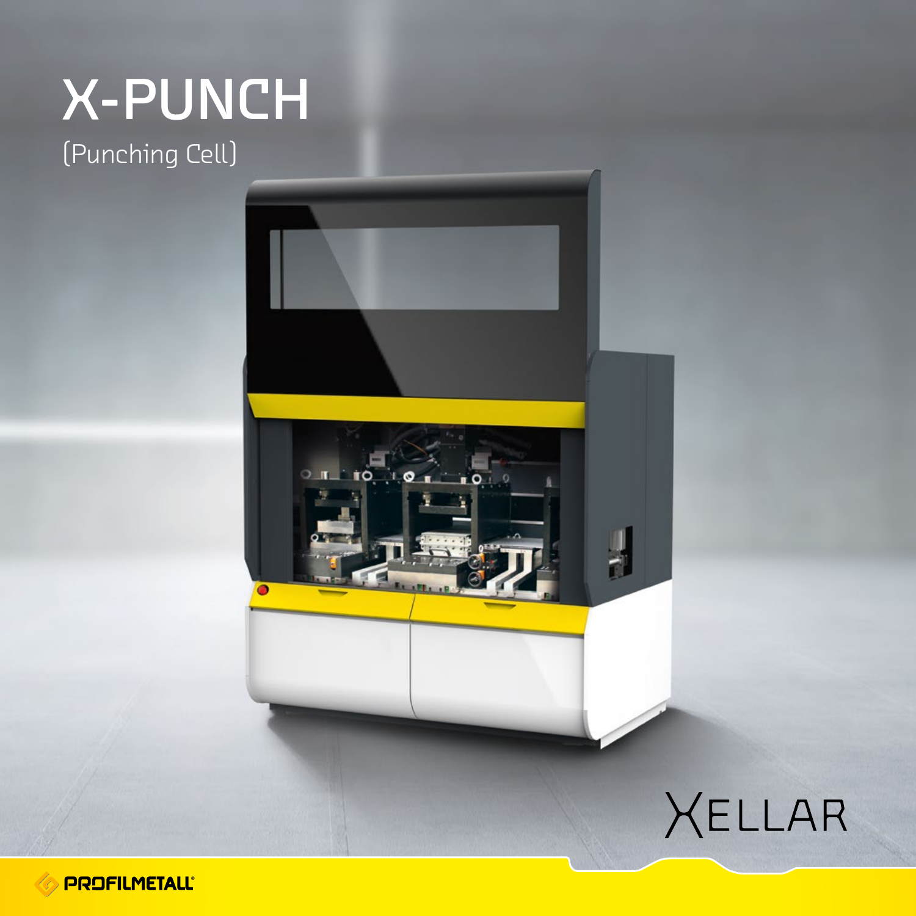# X-PUNCH

(Punching Cell)

XELLAR

PROFILMETALL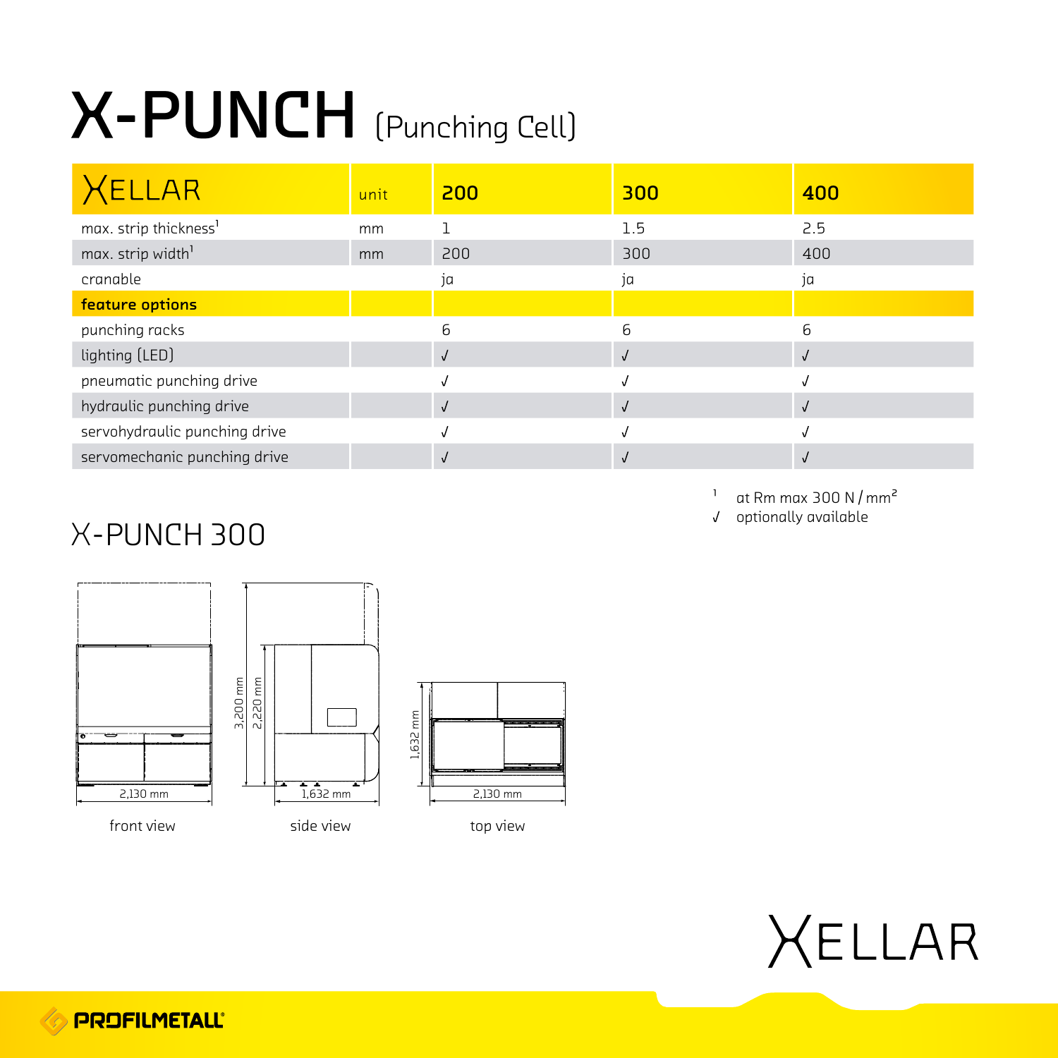# X-PUNCH (Punching Cell)

| XELLAR | unit | 200 | 300 | 400 |
|---|---|---|---|---|
| max. strip thickness[1] | mm | 1 | 1.5 | 2.5 |
| max. strip width[1] | mm | 200 | 300 | 400 |
| cranable | | ja | ja | ja |
| **feature options** | | | | |
| punching racks | | 6 | 6 | 6 |
| lighting (LED) | | √ | √ | √ |
| pneumatic punching drive | | √ | √ | √ |
| hydraulic punching drive | | √ | √ | √ |
| servohydraulic punching drive | | √ | √ | √ |
| servomechanic punching drive | | √ | √ | √ |

[1] at Rm max 300 $N/mm^2$
√ optionally available

## X-PUNCH 300

3,200 mm
2,220 mm
1,632 mm
2,130 mm
1,632 mm
2,130 mm

front view side view top view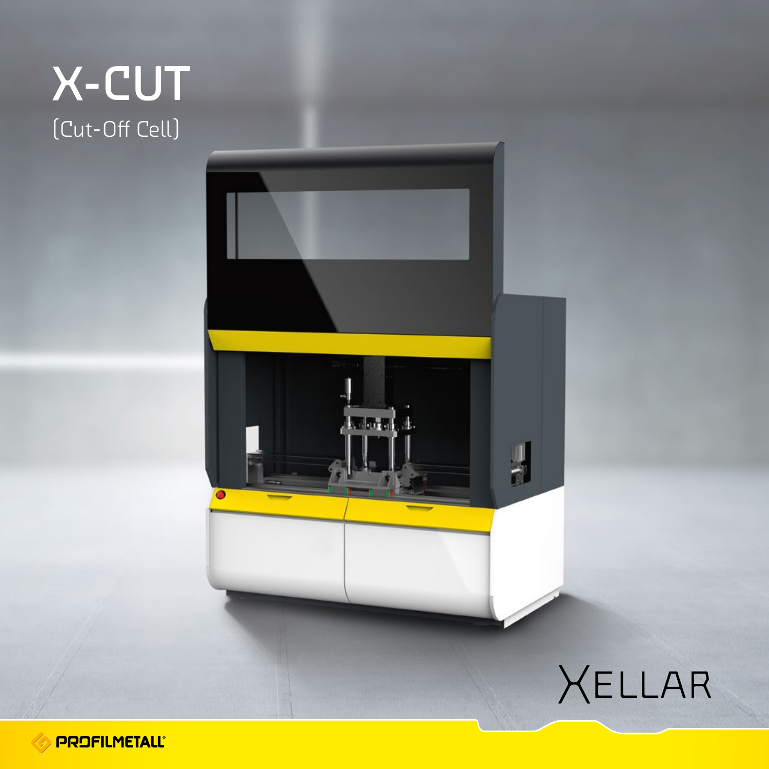# X-CUT

(Cut-Off Cell)

XELLAR

PROFILMETALL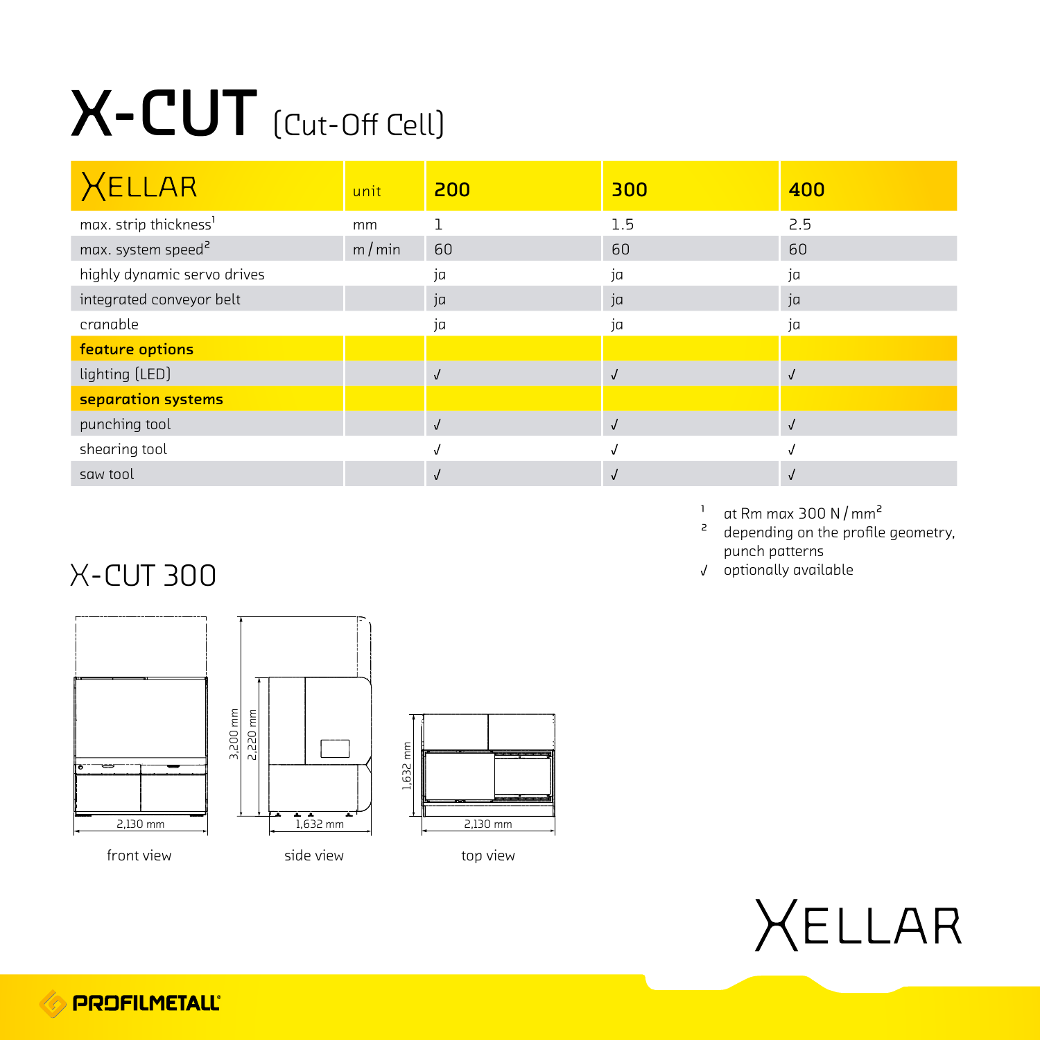# X-CUT (Cut-Off Cell)

| XELLAR | unit | 200 | 300 | 400 |
|---|---|---|---|---|
| max. strip thickness[1] | mm | 1 | 1.5 | 2.5 |
| max. system speed[2] | m / min | 60 | 60 | 60 |
| highly dynamic servo drives | | ja | ja | ja |
| integrated conveyor belt | | ja | ja | ja |
| cranable | | ja | ja | ja |
| **feature options** | | | | |
| lighting (LED) | | √ | √ | √ |
| **separation systems** | | | | |
| punching tool | | √ | √ | √ |
| shearing tool | | √ | √ | √ |
| saw tool | | √ | √ | √ |

[1] at Rm max 300 N / mm²
[2] depending on the profile geometry, punch patterns
√ optionally available

## X-CUT 300

2,130 mm

front view

3,200 mm
2,220 mm
1,632 mm

side view

1,632 mm
2,130 mm

top view

XELLAR

PROFILMETALL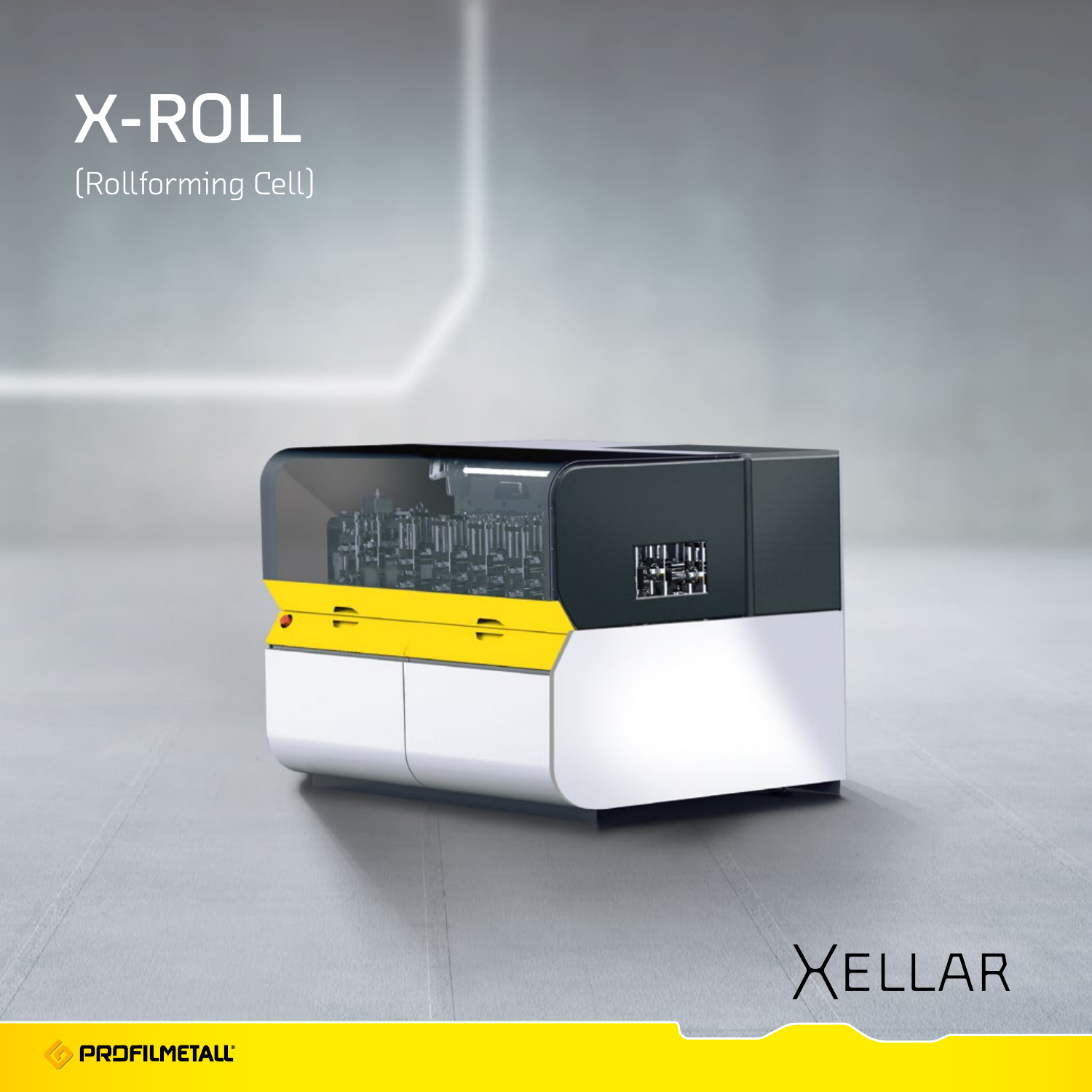# X-ROLL

(Rollforming Cell)

XELLAR

PROFILMETALL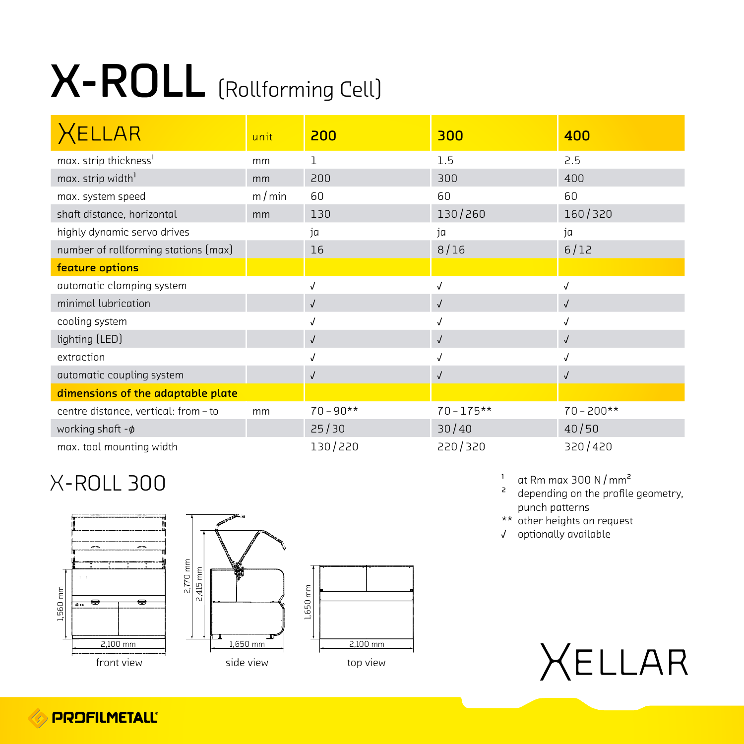# X-ROLL (Rollforming Cell)

| XELLAR | unit | 200 | 300 | 400 |
|---|---|---|---|---|
| max. strip thickness[1] | mm | 1 | 1.5 | 2.5 |
| max. strip width[1] | mm | 200 | 300 | 400 |
| max. system speed | m / min | 60 | 60 | 60 |
| shaft distance, horizontal | mm | 130 | 130 / 260 | 160 / 320 |
| highly dynamic servo drives | | ja | ja | ja |
| number of rollforming stations (max) | | 16 | 8 / 16 | 6 / 12 |
| **feature options** | | | | |
| automatic clamping system | | √ | √ | √ |
| minimal lubrication | | √ | √ | √ |
| cooling system | | √ | √ | √ |
| lighting (LED) | | √ | √ | √ |
| extraction | | √ | √ | √ |
| automatic coupling system | | √ | √ | √ |
| **dimensions of the adaptable plate** | | | | |
| centre distance, vertical: from – to | mm | 70 – 90** | 70 – 175** | 70 – 200** |
| working shaft -ϕ | | 25 / 30 | 30 / 40 | 40 / 50 |
| max. tool mounting width | | 130 / 220 | 220 / 320 | 320 / 420 |

## X-ROLL 300

1,560 mm
2,100 mm
front view

2,770 mm
2,415 mm
1,650 mm
side view

1,650 mm
2,100 mm
top view

[1] at Rm max 300 N / mm²
[2] depending on the profile geometry, punch patterns
** other heights on request
√ optionally available

XELLAR

PROFILMETALL®